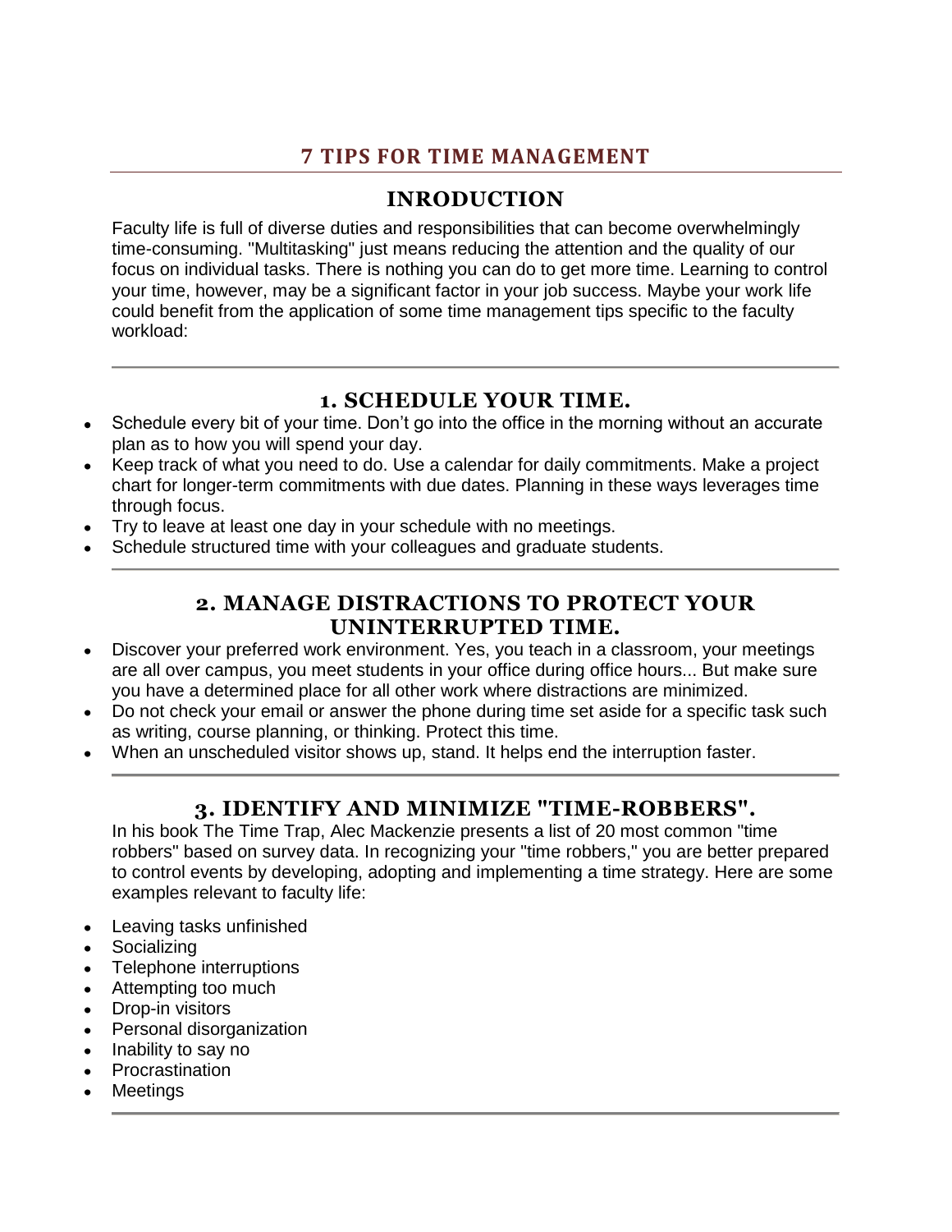# 7 TIPS FOR TIME MANAGEMENT

## INRODUCTION

Faculty life is full of diverse duties and responsibilities that can become overwhelmingly time-consuming. "Multitasking" just means reducing the attention and the quality of our focus on individual tasks. There is nothing you can do to get more time. Learning to control your time, however, may be a significant factor in your job success. Maybe your work life could benefit from the application of some time management tips specific to the faculty workload:

---

## 1. SCHEDULE YOUR TIME.

- Schedule every bit of your time. Don't go into the office in the morning without an accurate plan as to how you will spend your day.
- Keep track of what you need to do. Use a calendar for daily commitments. Make a project chart for longer-term commitments with due dates. Planning in these ways leverages time through focus.
- Try to leave at least one day in your schedule with no meetings.
- Schedule structured time with your colleagues and graduate students.

---

## 2. MANAGE DISTRACTIONS TO PROTECT YOUR UNINTERRUPTED TIME.

- Discover your preferred work environment. Yes, you teach in a classroom, your meetings are all over campus, you meet students in your office during office hours... But make sure you have a determined place for all other work where distractions are minimized.
- Do not check your email or answer the phone during time set aside for a specific task such as writing, course planning, or thinking. Protect this time.
- When an unscheduled visitor shows up, stand. It helps end the interruption faster.

---

## 3. IDENTIFY AND MINIMIZE "TIME-ROBBERS".

In his book The Time Trap, Alec Mackenzie presents a list of 20 most common "time robbers" based on survey data. In recognizing your "time robbers," you are better prepared to control events by developing, adopting and implementing a time strategy. Here are some examples relevant to faculty life:

- Leaving tasks unfinished
- Socializing
- Telephone interruptions
- Attempting too much
- Drop-in visitors
- Personal disorganization
- Inability to say no
- Procrastination
- Meetings

---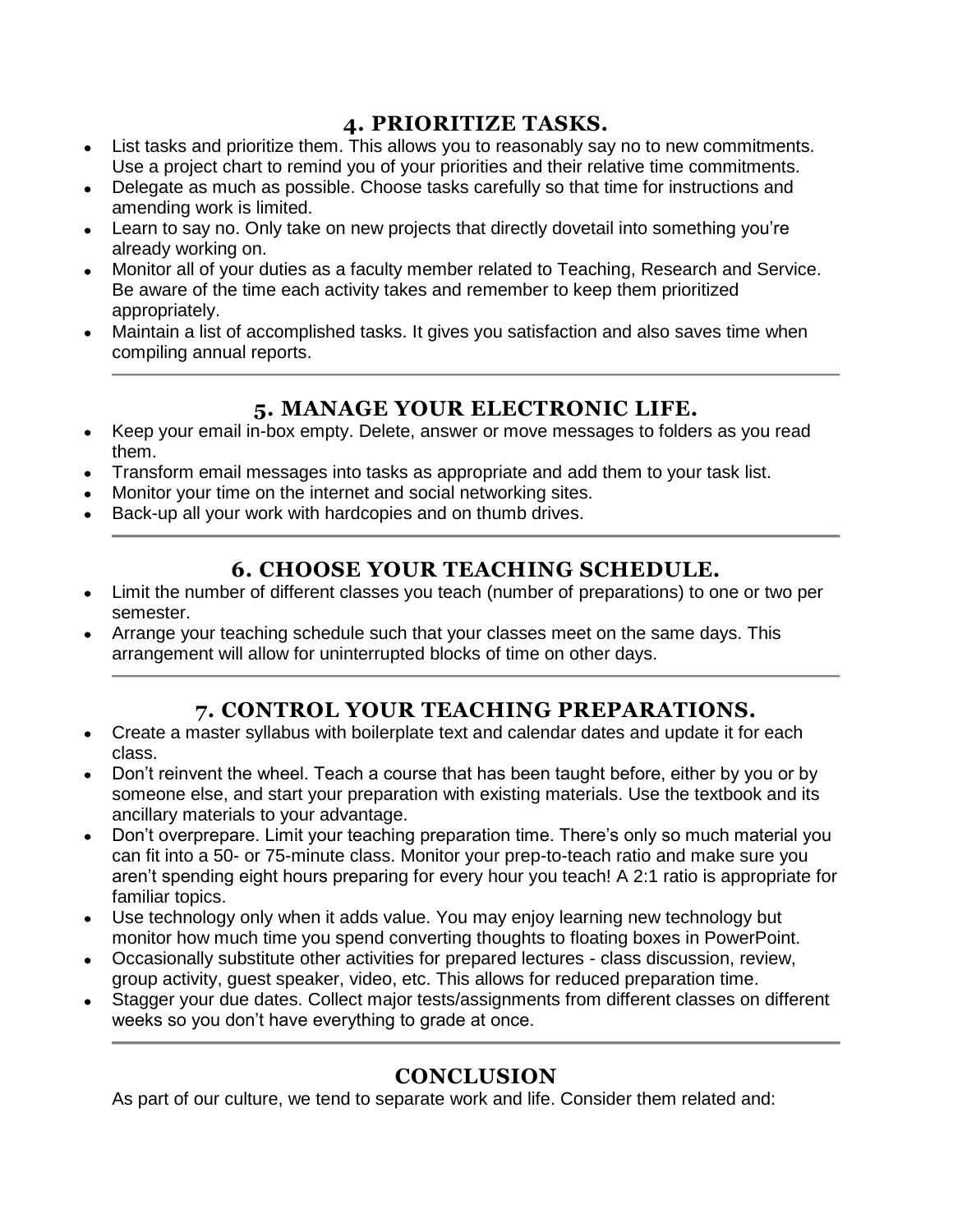## 4. PRIORITIZE TASKS.

- List tasks and prioritize them. This allows you to reasonably say no to new commitments. Use a project chart to remind you of your priorities and their relative time commitments.
- Delegate as much as possible. Choose tasks carefully so that time for instructions and amending work is limited.
- Learn to say no. Only take on new projects that directly dovetail into something you're already working on.
- Monitor all of your duties as a faculty member related to Teaching, Research and Service. Be aware of the time each activity takes and remember to keep them prioritized appropriately.
- Maintain a list of accomplished tasks. It gives you satisfaction and also saves time when compiling annual reports.

---

## 5. MANAGE YOUR ELECTRONIC LIFE.

- Keep your email in-box empty. Delete, answer or move messages to folders as you read them.
- Transform email messages into tasks as appropriate and add them to your task list.
- Monitor your time on the internet and social networking sites.
- Back-up all your work with hardcopies and on thumb drives.

---

## 6. CHOOSE YOUR TEACHING SCHEDULE.

- Limit the number of different classes you teach (number of preparations) to one or two per semester.
- Arrange your teaching schedule such that your classes meet on the same days. This arrangement will allow for uninterrupted blocks of time on other days.

---

## 7. CONTROL YOUR TEACHING PREPARATIONS.

- Create a master syllabus with boilerplate text and calendar dates and update it for each class.
- Don't reinvent the wheel. Teach a course that has been taught before, either by you or by someone else, and start your preparation with existing materials. Use the textbook and its ancillary materials to your advantage.
- Don't overprepare. Limit your teaching preparation time. There's only so much material you can fit into a 50- or 75-minute class. Monitor your prep-to-teach ratio and make sure you aren't spending eight hours preparing for every hour you teach! A 2:1 ratio is appropriate for familiar topics.
- Use technology only when it adds value. You may enjoy learning new technology but monitor how much time you spend converting thoughts to floating boxes in PowerPoint.
- Occasionally substitute other activities for prepared lectures - class discussion, review, group activity, guest speaker, video, etc. This allows for reduced preparation time.
- Stagger your due dates. Collect major tests/assignments from different classes on different weeks so you don't have everything to grade at once.

---

## CONCLUSION

As part of our culture, we tend to separate work and life. Consider them related and: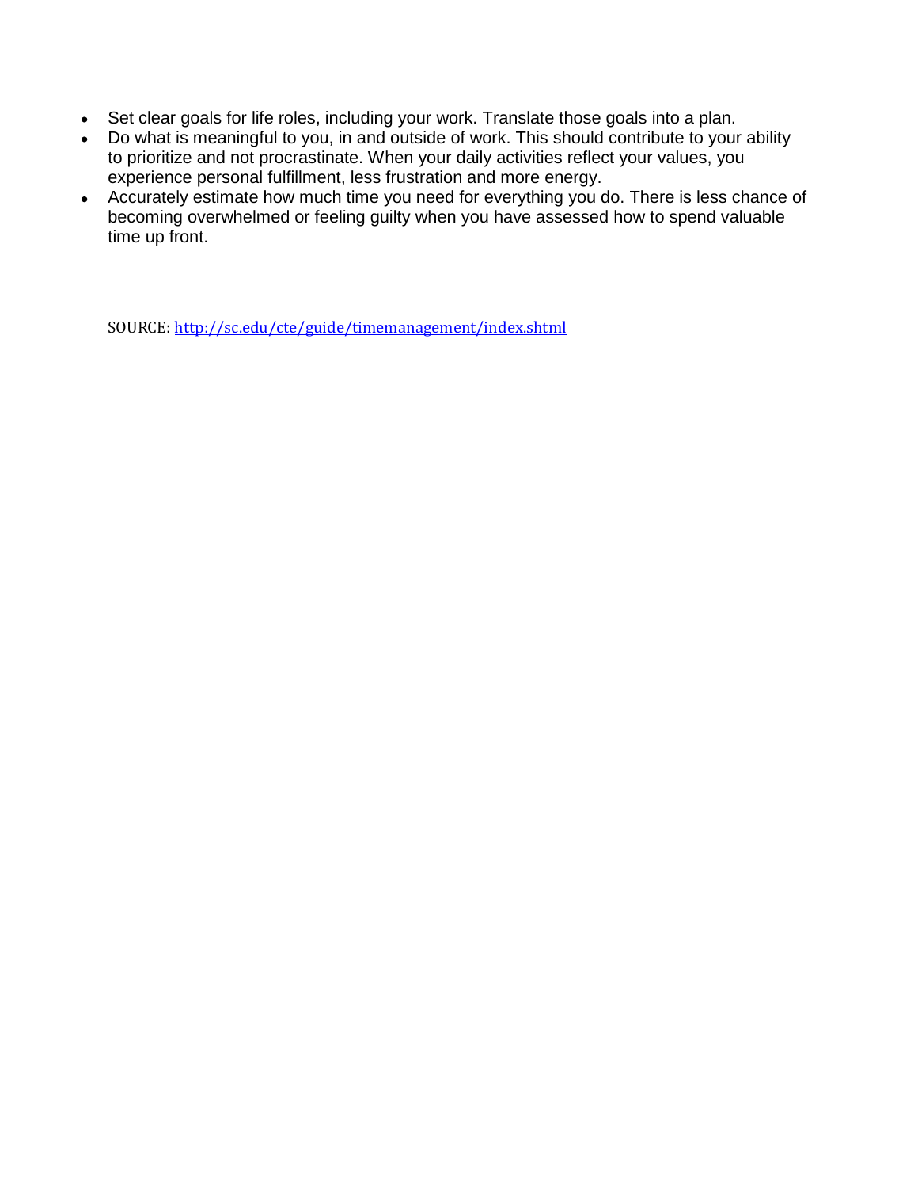- Set clear goals for life roles, including your work. Translate those goals into a plan.
- Do what is meaningful to you, in and outside of work. This should contribute to your ability to prioritize and not procrastinate. When your daily activities reflect your values, you experience personal fulfillment, less frustration and more energy.
- Accurately estimate how much time you need for everything you do. There is less chance of becoming overwhelmed or feeling guilty when you have assessed how to spend valuable time up front.

SOURCE: [http://sc.edu/cte/guide/timemanagement/index.shtml](http://sc.edu/cte/guide/timemanagement/index.shtml)